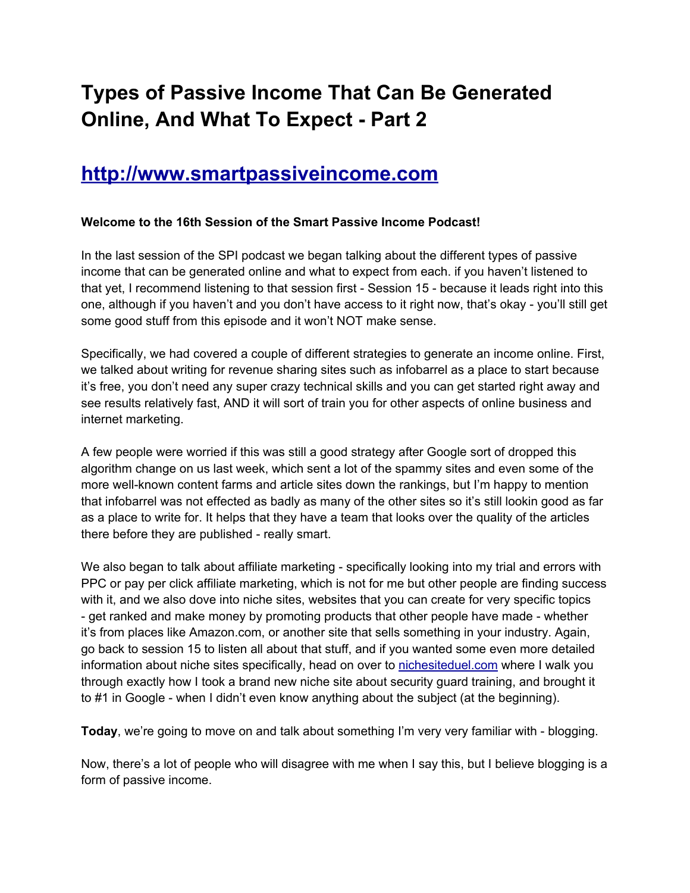# Types of Passive Income That Can Be Generated Online, And What To Expect - Part 2

## [http://www.smartpassiveincome.com](http://www.smartpassiveincome.com)

**Welcome to the 16th Session of the Smart Passive Income Podcast!**

In the last session of the SPI podcast we began talking about the different types of passive income that can be generated online and what to expect from each. if you haven't listened to that yet, I recommend listening to that session first - Session 15 - because it leads right into this one, although if you haven't and you don't have access to it right now, that's okay - you'll still get some good stuff from this episode and it won't NOT make sense.

Specifically, we had covered a couple of different strategies to generate an income online. First, we talked about writing for revenue sharing sites such as infobarrel as a place to start because it's free, you don't need any super crazy technical skills and you can get started right away and see results relatively fast, AND it will sort of train you for other aspects of online business and internet marketing.

A few people were worried if this was still a good strategy after Google sort of dropped this algorithm change on us last week, which sent a lot of the spammy sites and even some of the more well-known content farms and article sites down the rankings, but I'm happy to mention that infobarrel was not effected as badly as many of the other sites so it's still lookin good as far as a place to write for. It helps that they have a team that looks over the quality of the articles there before they are published - really smart.

We also began to talk about affiliate marketing - specifically looking into my trial and errors with PPC or pay per click affiliate marketing, which is not for me but other people are finding success with it, and we also dove into niche sites, websites that you can create for very specific topics - get ranked and make money by promoting products that other people have made - whether it's from places like Amazon.com, or another site that sells something in your industry. Again, go back to session 15 to listen all about that stuff, and if you wanted some even more detailed information about niche sites specifically, head on over to [nichesiteduel.com](http://nichesiteduel.com) where I walk you through exactly how I took a brand new niche site about security guard training, and brought it to #1 in Google - when I didn't even know anything about the subject (at the beginning).

**Today**, we're going to move on and talk about something I'm very very familiar with - blogging.

Now, there's a lot of people who will disagree with me when I say this, but I believe blogging is a form of passive income.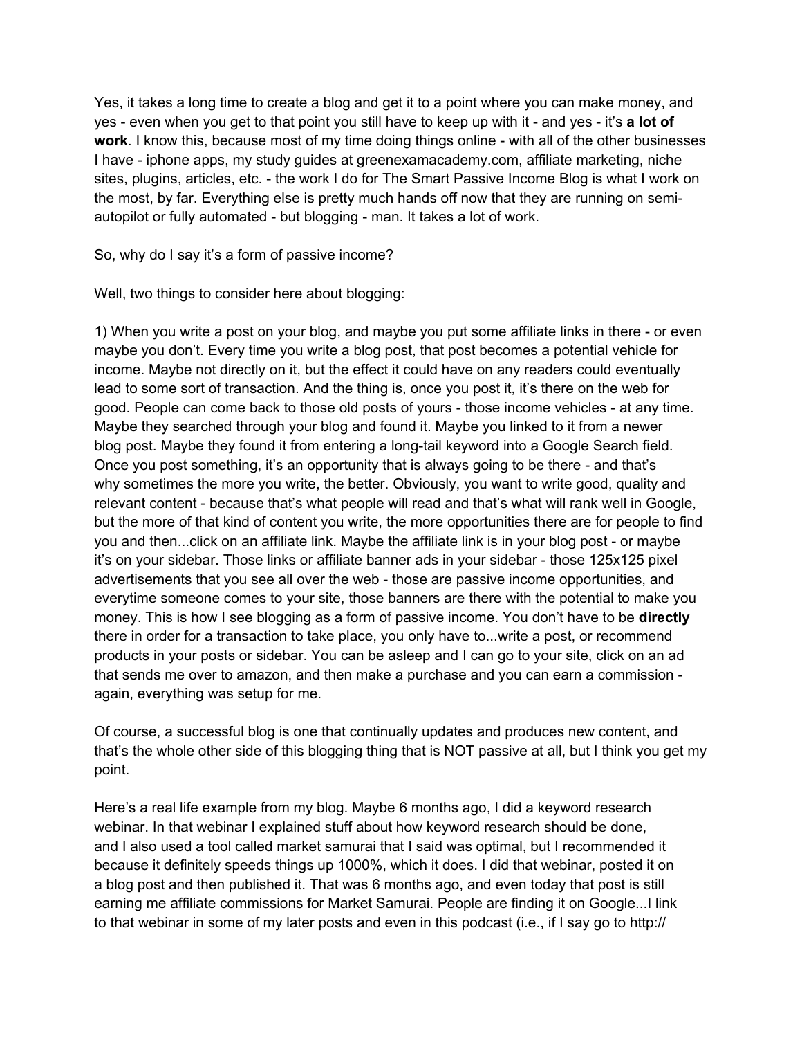Yes, it takes a long time to create a blog and get it to a point where you can make money, and yes - even when you get to that point you still have to keep up with it - and yes - it's **a lot of work**. I know this, because most of my time doing things online - with all of the other businesses I have - iphone apps, my study guides at greenexamacademy.com, affiliate marketing, niche sites, plugins, articles, etc. - the work I do for The Smart Passive Income Blog is what I work on the most, by far. Everything else is pretty much hands off now that they are running on semi-autopilot or fully automated - but blogging - man. It takes a lot of work.

So, why do I say it's a form of passive income?

Well, two things to consider here about blogging:

1) When you write a post on your blog, and maybe you put some affiliate links in there - or even maybe you don't. Every time you write a blog post, that post becomes a potential vehicle for income. Maybe not directly on it, but the effect it could have on any readers could eventually lead to some sort of transaction. And the thing is, once you post it, it's there on the web for good. People can come back to those old posts of yours - those income vehicles - at any time. Maybe they searched through your blog and found it. Maybe you linked to it from a newer blog post. Maybe they found it from entering a long-tail keyword into a Google Search field. Once you post something, it's an opportunity that is always going to be there - and that's why sometimes the more you write, the better. Obviously, you want to write good, quality and relevant content - because that's what people will read and that's what will rank well in Google, but the more of that kind of content you write, the more opportunities there are for people to find you and then...click on an affiliate link. Maybe the affiliate link is in your blog post - or maybe it's on your sidebar. Those links or affiliate banner ads in your sidebar - those 125x125 pixel advertisements that you see all over the web - those are passive income opportunities, and everytime someone comes to your site, those banners are there with the potential to make you money. This is how I see blogging as a form of passive income. You don't have to be **directly** there in order for a transaction to take place, you only have to...write a post, or recommend products in your posts or sidebar. You can be asleep and I can go to your site, click on an ad that sends me over to amazon, and then make a purchase and you can earn a commission - again, everything was setup for me.

Of course, a successful blog is one that continually updates and produces new content, and that's the whole other side of this blogging thing that is NOT passive at all, but I think you get my point.

Here's a real life example from my blog. Maybe 6 months ago, I did a keyword research webinar. In that webinar I explained stuff about how keyword research should be done, and I also used a tool called market samurai that I said was optimal, but I recommended it because it definitely speeds things up 1000%, which it does. I did that webinar, posted it on a blog post and then published it. That was 6 months ago, and even today that post is still earning me affiliate commissions for Market Samurai. People are finding it on Google...I link to that webinar in some of my later posts and even in this podcast (i.e., if I say go to http://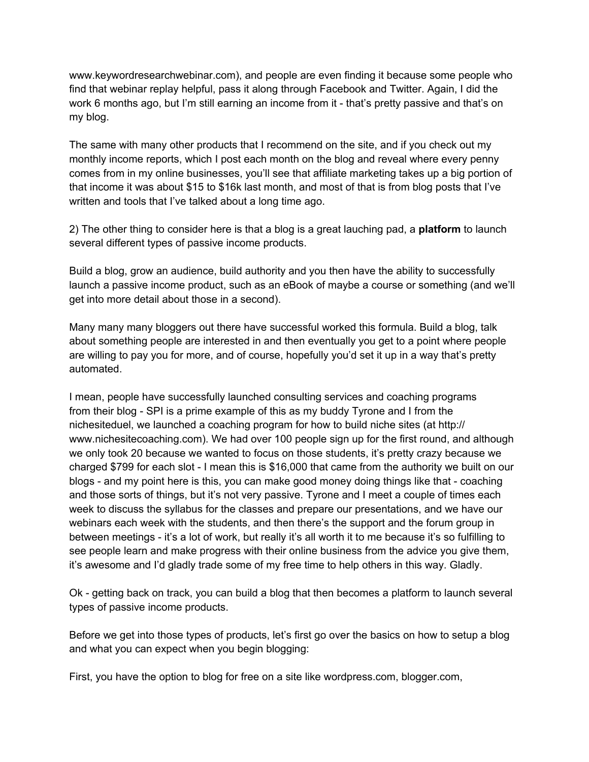www.keywordresearchwebinar.com), and people are even finding it because some people who find that webinar replay helpful, pass it along through Facebook and Twitter. Again, I did the work 6 months ago, but I'm still earning an income from it - that's pretty passive and that's on my blog.

The same with many other products that I recommend on the site, and if you check out my monthly income reports, which I post each month on the blog and reveal where every penny comes from in my online businesses, you'll see that affiliate marketing takes up a big portion of that income it was about $15 to $16k last month, and most of that is from blog posts that I've written and tools that I've talked about a long time ago.

2) The other thing to consider here is that a blog is a great lauching pad, a **platform** to launch several different types of passive income products.

Build a blog, grow an audience, build authority and you then have the ability to successfully launch a passive income product, such as an eBook of maybe a course or something (and we'll get into more detail about those in a second).

Many many many bloggers out there have successful worked this formula. Build a blog, talk about something people are interested in and then eventually you get to a point where people are willing to pay you for more, and of course, hopefully you'd set it up in a way that's pretty automated.

I mean, people have successfully launched consulting services and coaching programs from their blog - SPI is a prime example of this as my buddy Tyrone and I from the nichesiteduel, we launched a coaching program for how to build niche sites (at http://www.nichesitecoaching.com). We had over 100 people sign up for the first round, and although we only took 20 because we wanted to focus on those students, it's pretty crazy because we charged $799 for each slot - I mean this is $16,000 that came from the authority we built on our blogs - and my point here is this, you can make good money doing things like that - coaching and those sorts of things, but it's not very passive. Tyrone and I meet a couple of times each week to discuss the syllabus for the classes and prepare our presentations, and we have our webinars each week with the students, and then there's the support and the forum group in between meetings - it's a lot of work, but really it's all worth it to me because it's so fulfilling to see people learn and make progress with their online business from the advice you give them, it's awesome and I'd gladly trade some of my free time to help others in this way. Gladly.

Ok - getting back on track, you can build a blog that then becomes a platform to launch several types of passive income products.

Before we get into those types of products, let's first go over the basics on how to setup a blog and what you can expect when you begin blogging:

First, you have the option to blog for free on a site like wordpress.com, blogger.com,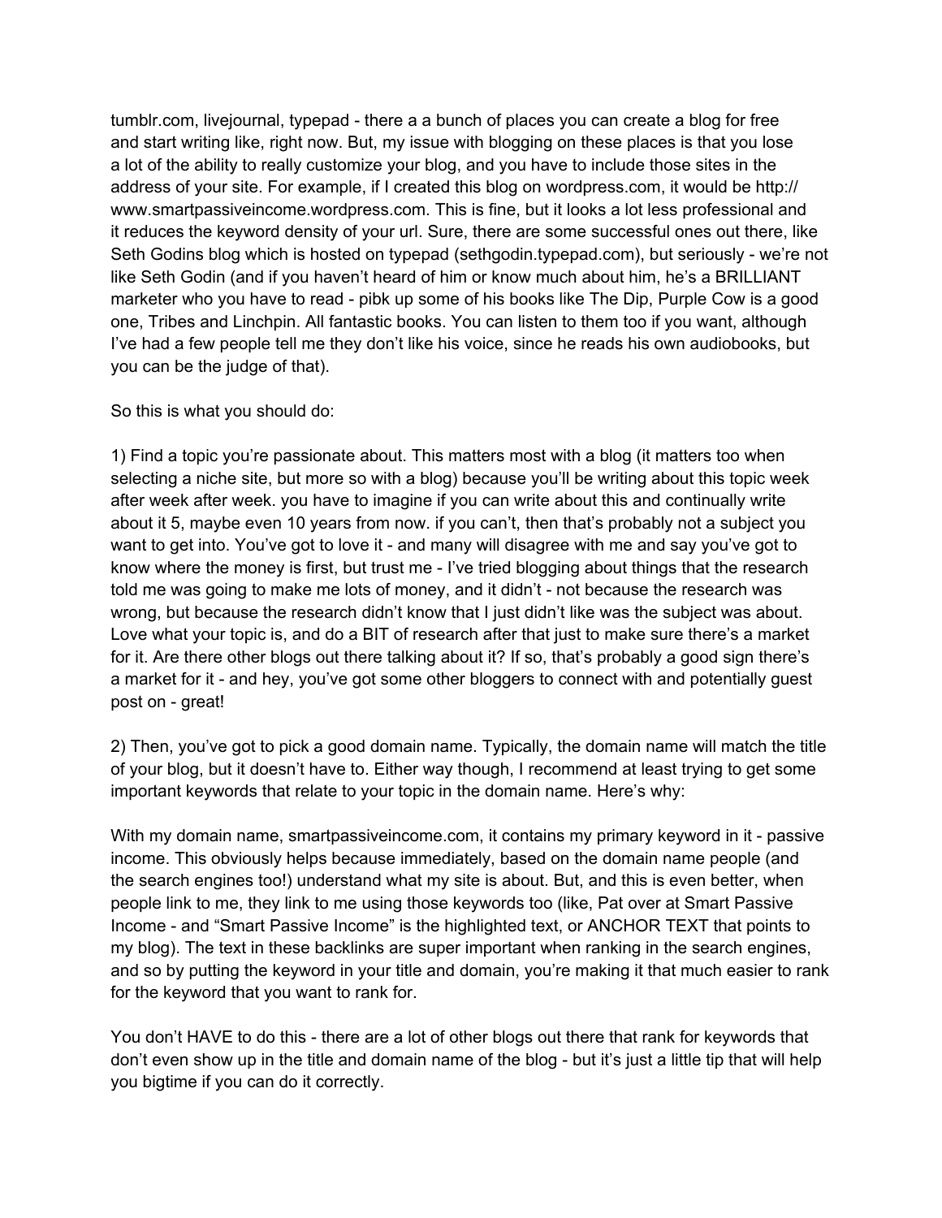tumblr.com, livejournal, typepad - there a a bunch of places you can create a blog for free and start writing like, right now. But, my issue with blogging on these places is that you lose a lot of the ability to really customize your blog, and you have to include those sites in the address of your site. For example, if I created this blog on wordpress.com, it would be http://www.smartpassiveincome.wordpress.com. This is fine, but it looks a lot less professional and it reduces the keyword density of your url. Sure, there are some successful ones out there, like Seth Godins blog which is hosted on typepad (sethgodin.typepad.com), but seriously - we're not like Seth Godin (and if you haven't heard of him or know much about him, he's a BRILLIANT marketer who you have to read - pibk up some of his books like The Dip, Purple Cow is a good one, Tribes and Linchpin. All fantastic books. You can listen to them too if you want, although I've had a few people tell me they don't like his voice, since he reads his own audiobooks, but you can be the judge of that).

So this is what you should do:

1) Find a topic you're passionate about. This matters most with a blog (it matters too when selecting a niche site, but more so with a blog) because you'll be writing about this topic week after week after week. you have to imagine if you can write about this and continually write about it 5, maybe even 10 years from now. if you can't, then that's probably not a subject you want to get into. You've got to love it - and many will disagree with me and say you've got to know where the money is first, but trust me - I've tried blogging about things that the research told me was going to make me lots of money, and it didn't - not because the research was wrong, but because the research didn't know that I just didn't like was the subject was about. Love what your topic is, and do a BIT of research after that just to make sure there's a market for it. Are there other blogs out there talking about it? If so, that's probably a good sign there's a market for it - and hey, you've got some other bloggers to connect with and potentially guest post on - great!

2) Then, you've got to pick a good domain name. Typically, the domain name will match the title of your blog, but it doesn't have to. Either way though, I recommend at least trying to get some important keywords that relate to your topic in the domain name. Here's why:

With my domain name, smartpassiveincome.com, it contains my primary keyword in it - passive income. This obviously helps because immediately, based on the domain name people (and the search engines too!) understand what my site is about. But, and this is even better, when people link to me, they link to me using those keywords too (like, Pat over at Smart Passive Income - and "Smart Passive Income" is the highlighted text, or ANCHOR TEXT that points to my blog). The text in these backlinks are super important when ranking in the search engines, and so by putting the keyword in your title and domain, you're making it that much easier to rank for the keyword that you want to rank for.

You don't HAVE to do this - there are a lot of other blogs out there that rank for keywords that don't even show up in the title and domain name of the blog - but it's just a little tip that will help you bigtime if you can do it correctly.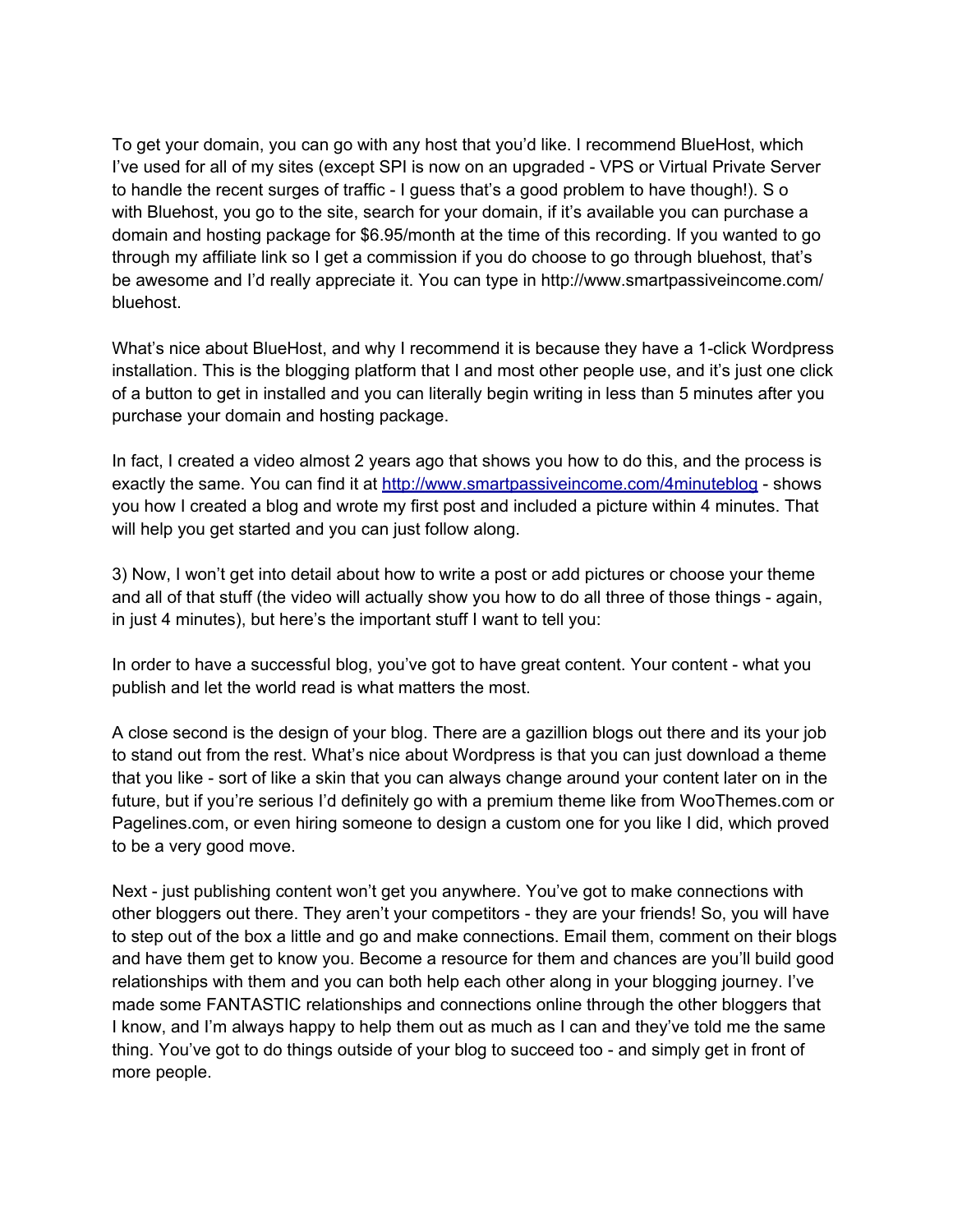To get your domain, you can go with any host that you'd like. I recommend BlueHost, which I've used for all of my sites (except SPI is now on an upgraded - VPS or Virtual Private Server to handle the recent surges of traffic - I guess that's a good problem to have though!). S o with Bluehost, you go to the site, search for your domain, if it's available you can purchase a domain and hosting package for $6.95/month at the time of this recording. If you wanted to go through my affiliate link so I get a commission if you do choose to go through bluehost, that's be awesome and I'd really appreciate it. You can type in http://www.smartpassiveincome.com/bluehost.

What's nice about BlueHost, and why I recommend it is because they have a 1-click Wordpress installation. This is the blogging platform that I and most other people use, and it's just one click of a button to get in installed and you can literally begin writing in less than 5 minutes after you purchase your domain and hosting package.

In fact, I created a video almost 2 years ago that shows you how to do this, and the process is exactly the same. You can find it at [http://www.smartpassiveincome.com/4minuteblog](http://www.smartpassiveincome.com/4minuteblog) - shows you how I created a blog and wrote my first post and included a picture within 4 minutes. That will help you get started and you can just follow along.

3) Now, I won't get into detail about how to write a post or add pictures or choose your theme and all of that stuff (the video will actually show you how to do all three of those things - again, in just 4 minutes), but here's the important stuff I want to tell you:

In order to have a successful blog, you've got to have great content. Your content - what you publish and let the world read is what matters the most.

A close second is the design of your blog. There are a gazillion blogs out there and its your job to stand out from the rest. What's nice about Wordpress is that you can just download a theme that you like - sort of like a skin that you can always change around your content later on in the future, but if you're serious I'd definitely go with a premium theme like from WooThemes.com or Pagelines.com, or even hiring someone to design a custom one for you like I did, which proved to be a very good move.

Next - just publishing content won't get you anywhere. You've got to make connections with other bloggers out there. They aren't your competitors - they are your friends! So, you will have to step out of the box a little and go and make connections. Email them, comment on their blogs and have them get to know you. Become a resource for them and chances are you'll build good relationships with them and you can both help each other along in your blogging journey. I've made some FANTASTIC relationships and connections online through the other bloggers that I know, and I'm always happy to help them out as much as I can and they've told me the same thing. You've got to do things outside of your blog to succeed too - and simply get in front of more people.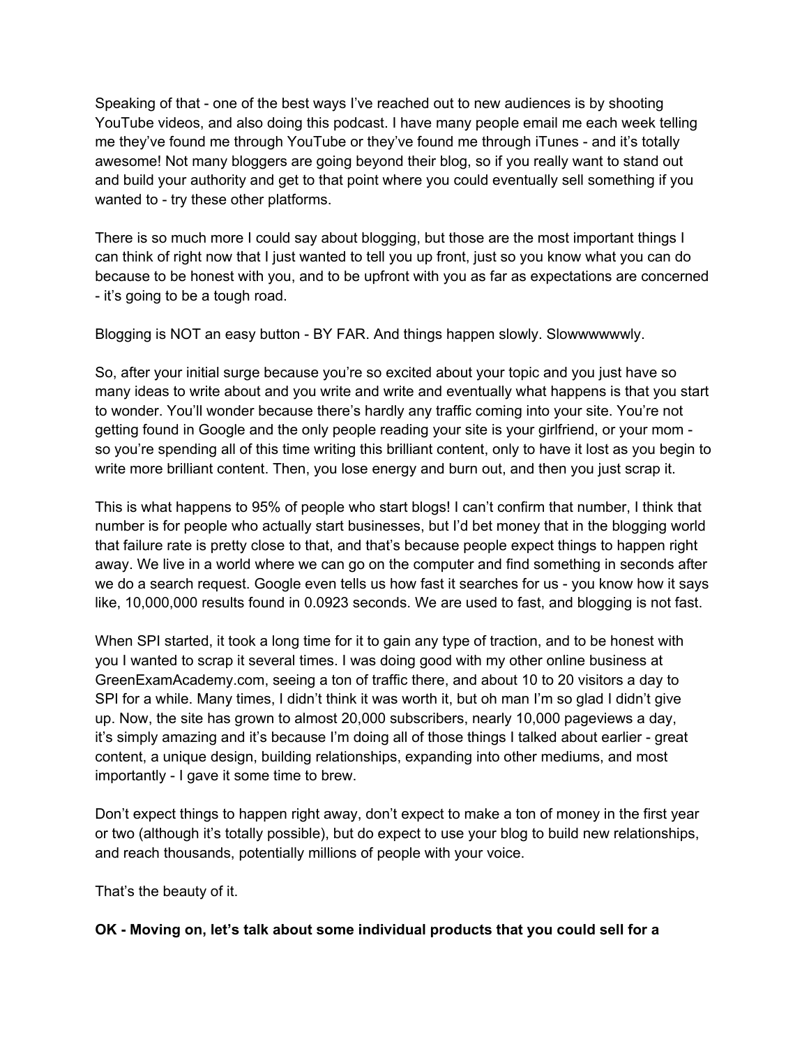Speaking of that - one of the best ways I've reached out to new audiences is by shooting YouTube videos, and also doing this podcast. I have many people email me each week telling me they've found me through YouTube or they've found me through iTunes - and it's totally awesome! Not many bloggers are going beyond their blog, so if you really want to stand out and build your authority and get to that point where you could eventually sell something if you wanted to - try these other platforms.

There is so much more I could say about blogging, but those are the most important things I can think of right now that I just wanted to tell you up front, just so you know what you can do because to be honest with you, and to be upfront with you as far as expectations are concerned - it's going to be a tough road.

Blogging is NOT an easy button - BY FAR. And things happen slowly. Slowwwwwwly.

So, after your initial surge because you're so excited about your topic and you just have so many ideas to write about and you write and write and eventually what happens is that you start to wonder. You'll wonder because there's hardly any traffic coming into your site. You're not getting found in Google and the only people reading your site is your girlfriend, or your mom - so you're spending all of this time writing this brilliant content, only to have it lost as you begin to write more brilliant content. Then, you lose energy and burn out, and then you just scrap it.

This is what happens to 95% of people who start blogs! I can't confirm that number, I think that number is for people who actually start businesses, but I'd bet money that in the blogging world that failure rate is pretty close to that, and that's because people expect things to happen right away. We live in a world where we can go on the computer and find something in seconds after we do a search request. Google even tells us how fast it searches for us - you know how it says like, 10,000,000 results found in 0.0923 seconds. We are used to fast, and blogging is not fast.

When SPI started, it took a long time for it to gain any type of traction, and to be honest with you I wanted to scrap it several times. I was doing good with my other online business at GreenExamAcademy.com, seeing a ton of traffic there, and about 10 to 20 visitors a day to SPI for a while. Many times, I didn't think it was worth it, but oh man I'm so glad I didn't give up. Now, the site has grown to almost 20,000 subscribers, nearly 10,000 pageviews a day, it's simply amazing and it's because I'm doing all of those things I talked about earlier - great content, a unique design, building relationships, expanding into other mediums, and most importantly - I gave it some time to brew.

Don't expect things to happen right away, don't expect to make a ton of money in the first year or two (although it's totally possible), but do expect to use your blog to build new relationships, and reach thousands, potentially millions of people with your voice.

That's the beauty of it.

**OK - Moving on, let's talk about some individual products that you could sell for a**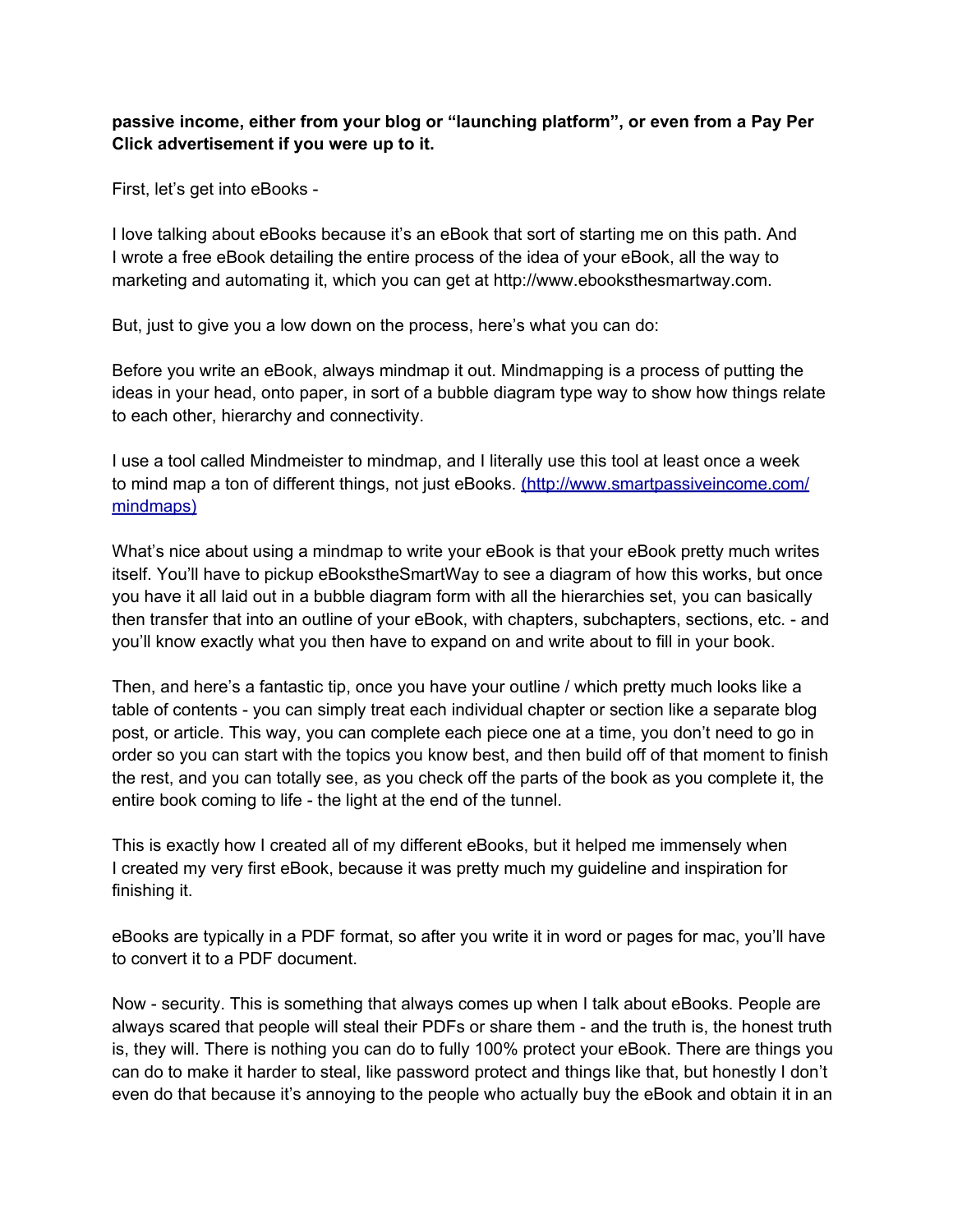**passive income, either from your blog or "launching platform", or even from a Pay Per Click advertisement if you were up to it.**

First, let's get into eBooks -

I love talking about eBooks because it's an eBook that sort of starting me on this path. And I wrote a free eBook detailing the entire process of the idea of your eBook, all the way to marketing and automating it, which you can get at http://www.ebooksthesmartway.com.

But, just to give you a low down on the process, here's what you can do:

Before you write an eBook, always mindmap it out. Mindmapping is a process of putting the ideas in your head, onto paper, in sort of a bubble diagram type way to show how things relate to each other, hierarchy and connectivity.

I use a tool called Mindmeister to mindmap, and I literally use this tool at least once a week to mind map a ton of different things, not just eBooks. [(http://www.smartpassiveincome.com/mindmaps)](http://www.smartpassiveincome.com/mindmaps)

What's nice about using a mindmap to write your eBook is that your eBook pretty much writes itself. You'll have to pickup eBookstheSmartWay to see a diagram of how this works, but once you have it all laid out in a bubble diagram form with all the hierarchies set, you can basically then transfer that into an outline of your eBook, with chapters, subchapters, sections, etc. - and you'll know exactly what you then have to expand on and write about to fill in your book.

Then, and here's a fantastic tip, once you have your outline / which pretty much looks like a table of contents - you can simply treat each individual chapter or section like a separate blog post, or article. This way, you can complete each piece one at a time, you don't need to go in order so you can start with the topics you know best, and then build off of that moment to finish the rest, and you can totally see, as you check off the parts of the book as you complete it, the entire book coming to life - the light at the end of the tunnel.

This is exactly how I created all of my different eBooks, but it helped me immensely when I created my very first eBook, because it was pretty much my guideline and inspiration for finishing it.

eBooks are typically in a PDF format, so after you write it in word or pages for mac, you'll have to convert it to a PDF document.

Now - security. This is something that always comes up when I talk about eBooks. People are always scared that people will steal their PDFs or share them - and the truth is, the honest truth is, they will. There is nothing you can do to fully 100% protect your eBook. There are things you can do to make it harder to steal, like password protect and things like that, but honestly I don't even do that because it's annoying to the people who actually buy the eBook and obtain it in an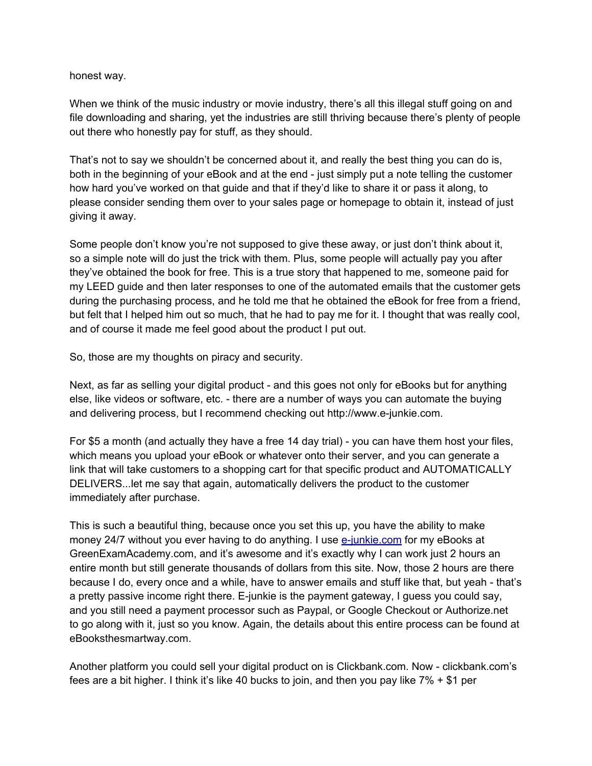honest way.

When we think of the music industry or movie industry, there's all this illegal stuff going on and file downloading and sharing, yet the industries are still thriving because there's plenty of people out there who honestly pay for stuff, as they should.

That's not to say we shouldn't be concerned about it, and really the best thing you can do is, both in the beginning of your eBook and at the end - just simply put a note telling the customer how hard you've worked on that guide and that if they'd like to share it or pass it along, to please consider sending them over to your sales page or homepage to obtain it, instead of just giving it away.

Some people don't know you're not supposed to give these away, or just don't think about it, so a simple note will do just the trick with them. Plus, some people will actually pay you after they've obtained the book for free. This is a true story that happened to me, someone paid for my LEED guide and then later responses to one of the automated emails that the customer gets during the purchasing process, and he told me that he obtained the eBook for free from a friend, but felt that I helped him out so much, that he had to pay me for it. I thought that was really cool, and of course it made me feel good about the product I put out.

So, those are my thoughts on piracy and security.

Next, as far as selling your digital product - and this goes not only for eBooks but for anything else, like videos or software, etc. - there are a number of ways you can automate the buying and delivering process, but I recommend checking out http://www.e-junkie.com.

For $5 a month (and actually they have a free 14 day trial) - you can have them host your files, which means you upload your eBook or whatever onto their server, and you can generate a link that will take customers to a shopping cart for that specific product and AUTOMATICALLY DELIVERS...let me say that again, automatically delivers the product to the customer immediately after purchase.

This is such a beautiful thing, because once you set this up, you have the ability to make money 24/7 without you ever having to do anything. I use [e-junkie.com](http://www.e-junkie.com) for my eBooks at GreenExamAcademy.com, and it's awesome and it's exactly why I can work just 2 hours an entire month but still generate thousands of dollars from this site. Now, those 2 hours are there because I do, every once and a while, have to answer emails and stuff like that, but yeah - that's a pretty passive income right there. E-junkie is the payment gateway, I guess you could say, and you still need a payment processor such as Paypal, or Google Checkout or Authorize.net to go along with it, just so you know. Again, the details about this entire process can be found at eBooksthesmartway.com.

Another platform you could sell your digital product on is Clickbank.com. Now - clickbank.com's fees are a bit higher. I think it's like 40 bucks to join, and then you pay like 7% + $1 per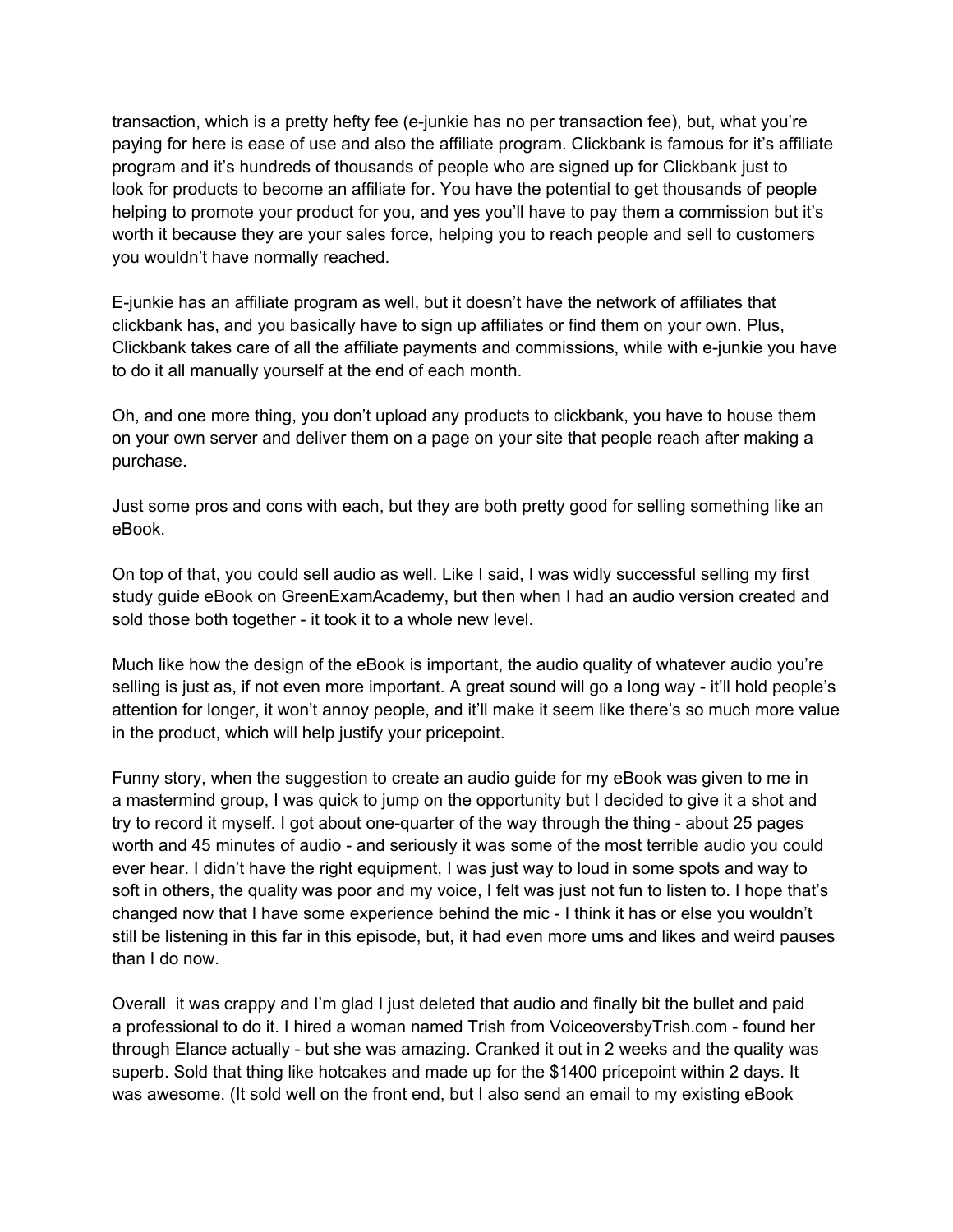transaction, which is a pretty hefty fee (e-junkie has no per transaction fee), but, what you're paying for here is ease of use and also the affiliate program. Clickbank is famous for it's affiliate program and it's hundreds of thousands of people who are signed up for Clickbank just to look for products to become an affiliate for. You have the potential to get thousands of people helping to promote your product for you, and yes you'll have to pay them a commission but it's worth it because they are your sales force, helping you to reach people and sell to customers you wouldn't have normally reached.

E-junkie has an affiliate program as well, but it doesn't have the network of affiliates that clickbank has, and you basically have to sign up affiliates or find them on your own. Plus, Clickbank takes care of all the affiliate payments and commissions, while with e-junkie you have to do it all manually yourself at the end of each month.

Oh, and one more thing, you don't upload any products to clickbank, you have to house them on your own server and deliver them on a page on your site that people reach after making a purchase.

Just some pros and cons with each, but they are both pretty good for selling something like an eBook.

On top of that, you could sell audio as well. Like I said, I was widly successful selling my first study guide eBook on GreenExamAcademy, but then when I had an audio version created and sold those both together - it took it to a whole new level.

Much like how the design of the eBook is important, the audio quality of whatever audio you're selling is just as, if not even more important. A great sound will go a long way - it'll hold people's attention for longer, it won't annoy people, and it'll make it seem like there's so much more value in the product, which will help justify your pricepoint.

Funny story, when the suggestion to create an audio guide for my eBook was given to me in a mastermind group, I was quick to jump on the opportunity but I decided to give it a shot and try to record it myself. I got about one-quarter of the way through the thing - about 25 pages worth and 45 minutes of audio - and seriously it was some of the most terrible audio you could ever hear. I didn't have the right equipment, I was just way to loud in some spots and way to soft in others, the quality was poor and my voice, I felt was just not fun to listen to. I hope that's changed now that I have some experience behind the mic - I think it has or else you wouldn't still be listening in this far in this episode, but, it had even more ums and likes and weird pauses than I do now.

Overall it was crappy and I'm glad I just deleted that audio and finally bit the bullet and paid a professional to do it. I hired a woman named Trish from VoiceoversbyTrish.com - found her through Elance actually - but she was amazing. Cranked it out in 2 weeks and the quality was superb. Sold that thing like hotcakes and made up for the $1400 pricepoint within 2 days. It was awesome. (It sold well on the front end, but I also send an email to my existing eBook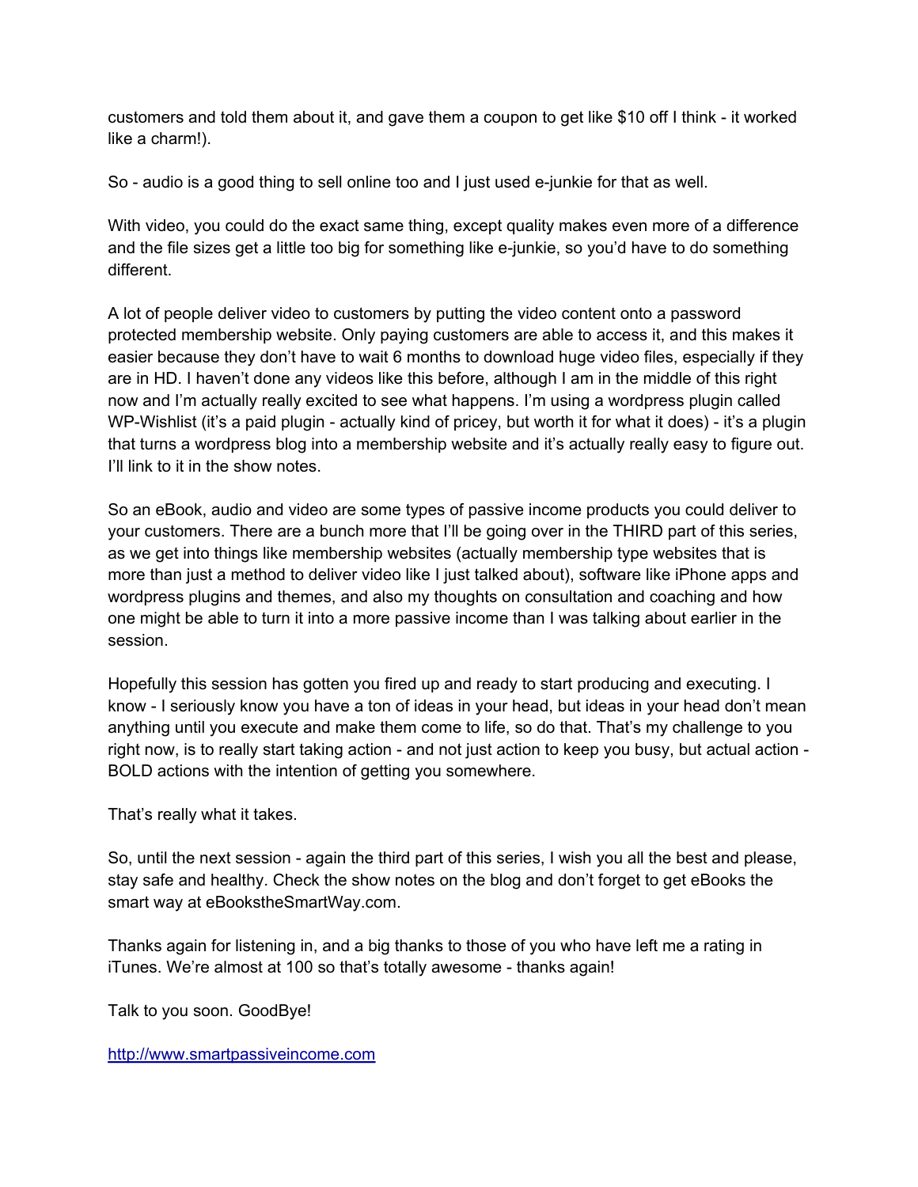customers and told them about it, and gave them a coupon to get like $10 off I think - it worked like a charm!).

So - audio is a good thing to sell online too and I just used e-junkie for that as well.

With video, you could do the exact same thing, except quality makes even more of a difference and the file sizes get a little too big for something like e-junkie, so you'd have to do something different.

A lot of people deliver video to customers by putting the video content onto a password protected membership website. Only paying customers are able to access it, and this makes it easier because they don't have to wait 6 months to download huge video files, especially if they are in HD. I haven't done any videos like this before, although I am in the middle of this right now and I'm actually really excited to see what happens. I'm using a wordpress plugin called WP-Wishlist (it's a paid plugin - actually kind of pricey, but worth it for what it does) - it's a plugin that turns a wordpress blog into a membership website and it's actually really easy to figure out. I'll link to it in the show notes.

So an eBook, audio and video are some types of passive income products you could deliver to your customers. There are a bunch more that I'll be going over in the THIRD part of this series, as we get into things like membership websites (actually membership type websites that is more than just a method to deliver video like I just talked about), software like iPhone apps and wordpress plugins and themes, and also my thoughts on consultation and coaching and how one might be able to turn it into a more passive income than I was talking about earlier in the session.

Hopefully this session has gotten you fired up and ready to start producing and executing. I know - I seriously know you have a ton of ideas in your head, but ideas in your head don't mean anything until you execute and make them come to life, so do that. That's my challenge to you right now, is to really start taking action - and not just action to keep you busy, but actual action - BOLD actions with the intention of getting you somewhere.

That's really what it takes.

So, until the next session - again the third part of this series, I wish you all the best and please, stay safe and healthy. Check the show notes on the blog and don't forget to get eBooks the smart way at eBookstheSmartWay.com.

Thanks again for listening in, and a big thanks to those of you who have left me a rating in iTunes. We're almost at 100 so that's totally awesome - thanks again!

Talk to you soon. GoodBye!

[http://www.smartpassiveincome.com](http://www.smartpassiveincome.com)